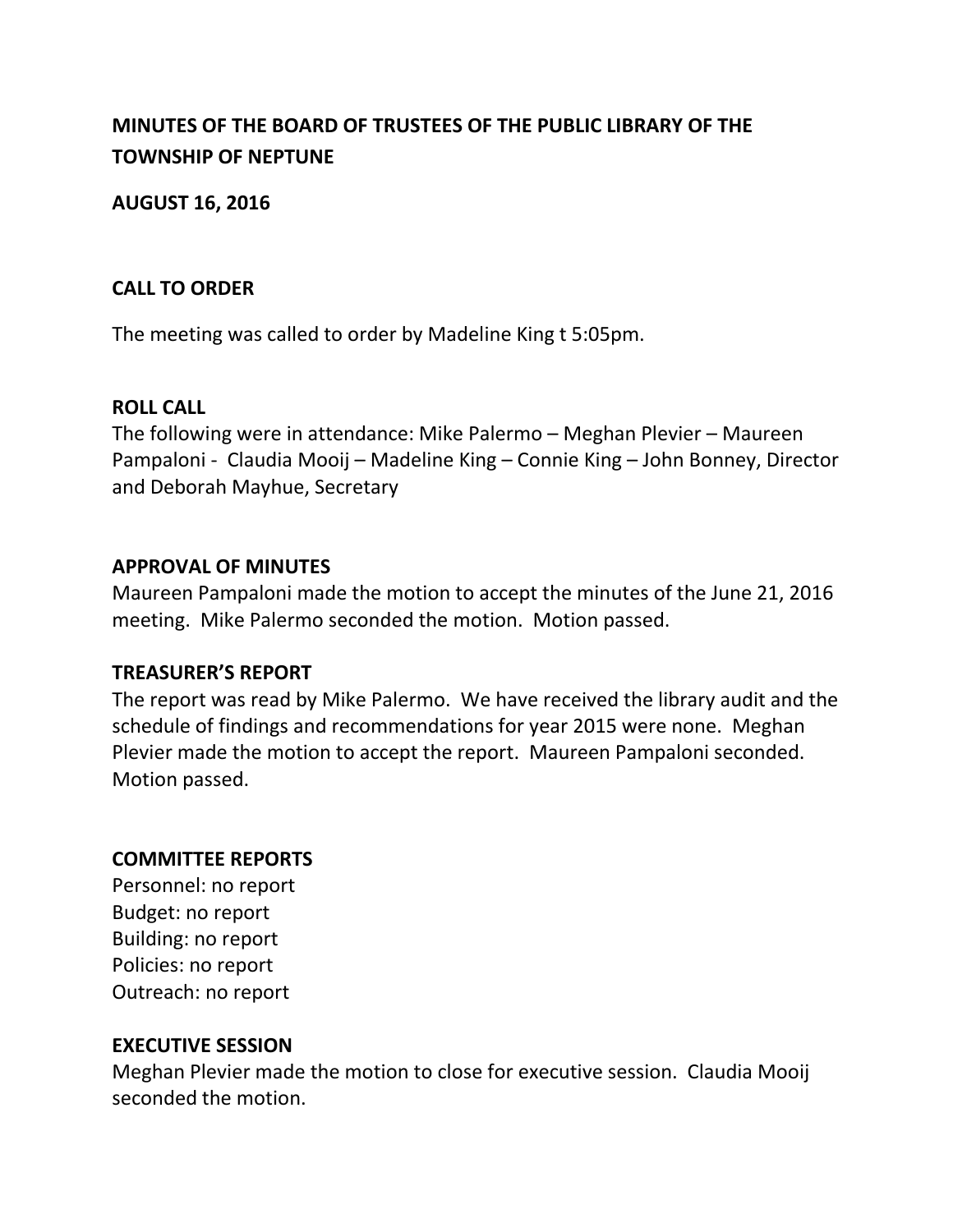# MINUTES OF THE BOARD OF TRUSTEES OF THE PUBLIC LIBRARY OF THE TOWNSHIP OF NEPTUNE

**AUGUST 16, 2016**

## CALL TO ORDER

The meeting was called to order by Madeline King t 5:05pm.

## ROLL CALL

The following were in attendance: Mike Palermo – Meghan Plevier – Maureen Pampaloni - Claudia Mooij – Madeline King – Connie King – John Bonney, Director and Deborah Mayhue, Secretary

## APPROVAL OF MINUTES

Maureen Pampaloni made the motion to accept the minutes of the June 21, 2016 meeting. Mike Palermo seconded the motion. Motion passed.

## TREASURER'S REPORT

The report was read by Mike Palermo. We have received the library audit and the schedule of findings and recommendations for year 2015 were none. Meghan Plevier made the motion to accept the report. Maureen Pampaloni seconded. Motion passed.

## COMMITTEE REPORTS

Personnel: no report
Budget: no report
Building: no report
Policies: no report
Outreach: no report

## EXECUTIVE SESSION

Meghan Plevier made the motion to close for executive session. Claudia Mooij seconded the motion.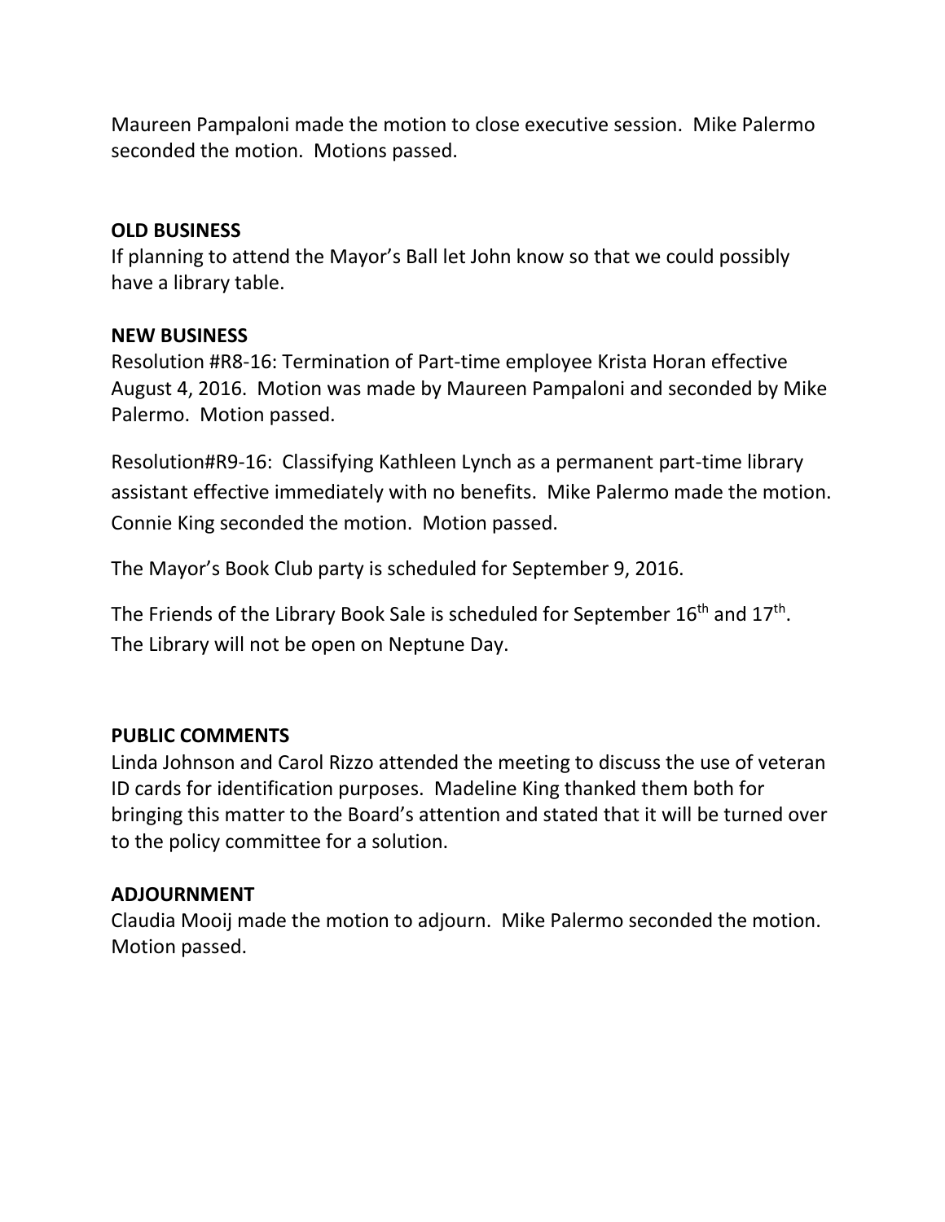Maureen Pampaloni made the motion to close executive session. Mike Palermo seconded the motion. Motions passed.

**OLD BUSINESS**

If planning to attend the Mayor's Ball let John know so that we could possibly have a library table.

**NEW BUSINESS**

Resolution #R8-16: Termination of Part-time employee Krista Horan effective August 4, 2016. Motion was made by Maureen Pampaloni and seconded by Mike Palermo. Motion passed.

Resolution#R9-16: Classifying Kathleen Lynch as a permanent part-time library assistant effective immediately with no benefits. Mike Palermo made the motion. Connie King seconded the motion. Motion passed.

The Mayor's Book Club party is scheduled for September 9, 2016.

The Friends of the Library Book Sale is scheduled for September 16th and 17th. The Library will not be open on Neptune Day.

**PUBLIC COMMENTS**

Linda Johnson and Carol Rizzo attended the meeting to discuss the use of veteran ID cards for identification purposes. Madeline King thanked them both for bringing this matter to the Board's attention and stated that it will be turned over to the policy committee for a solution.

**ADJOURNMENT**

Claudia Mooij made the motion to adjourn. Mike Palermo seconded the motion. Motion passed.